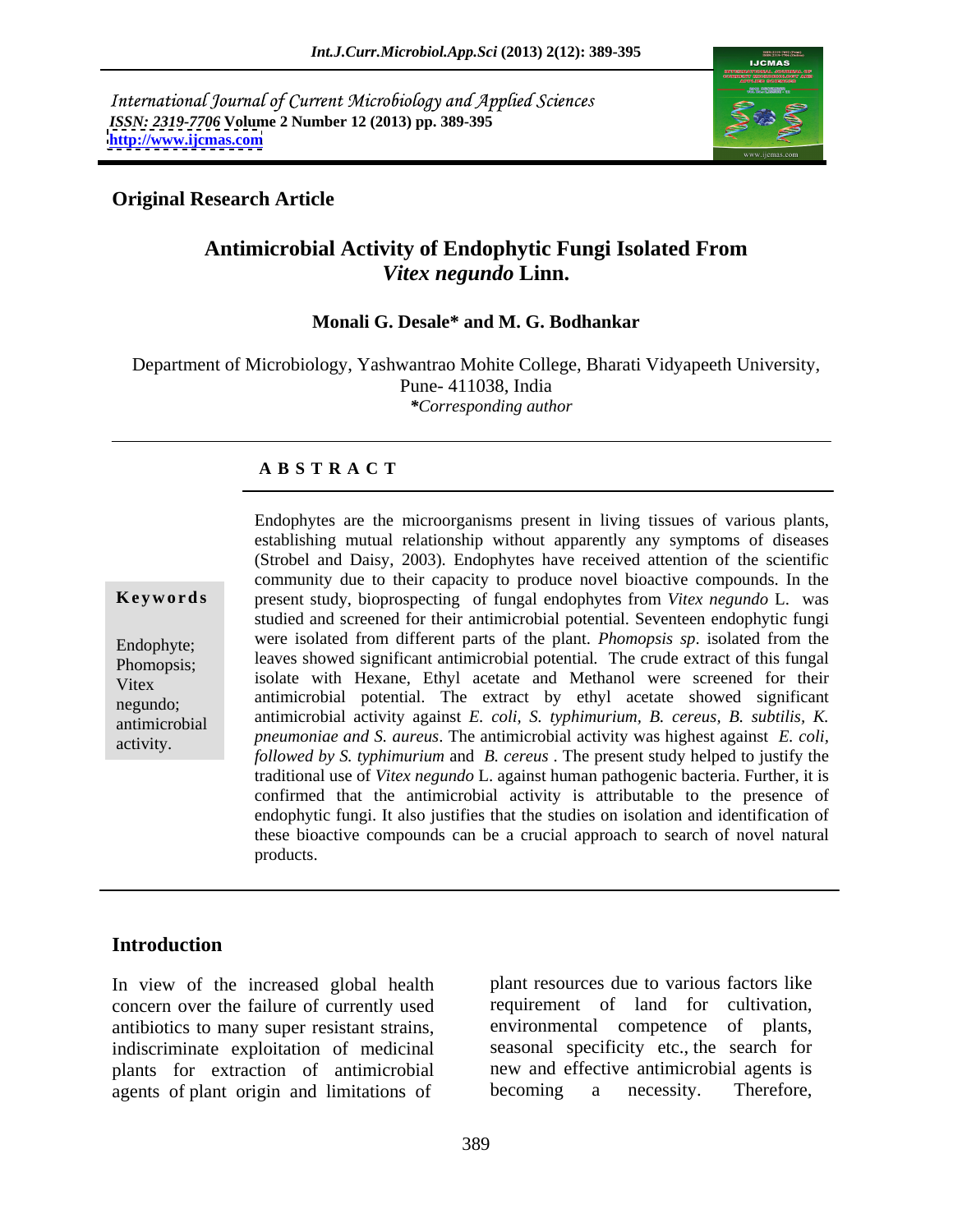International Journal of Current Microbiology and Applied Sciences
*ISSN: 2319-7706* **Volume 2 Number 12 (2013) pp. 389-395**
**http://www.ijcmas.com**

**Original Research Article**

# Antimicrobial Activity of Endophytic Fungi Isolated From *Vitex negundo* Linn.

**Monali G. Desale* and M. G. Bodhankar**

Department of Microbiology, Yashwantrao Mohite College, Bharati Vidyapeeth University, Pune- 411038, India
*\*Corresponding author*

## A B S T R A C T

**Keywords**

Endophyte; Phomopsis; Vitex negundo; antimicrobial activity.

Endophytes are the microorganisms present in living tissues of various plants, establishing mutual relationship without apparently any symptoms of diseases (Strobel and Daisy, 2003). Endophytes have received attention of the scientific community due to their capacity to produce novel bioactive compounds. In the present study, bioprospecting of fungal endophytes from *Vitex negundo* L. was studied and screened for their antimicrobial potential. Seventeen endophytic fungi were isolated from different parts of the plant. *Phomopsis sp*. isolated from the leaves showed significant antimicrobial potential. The crude extract of this fungal isolate with Hexane, Ethyl acetate and Methanol were screened for their antimicrobial potential. The extract by ethyl acetate showed significant antimicrobial activity against *E. coli*, *S. typhimurium*, *B. cereus*, *B. subtilis*, *K. pneumoniae and S. aureus*. The antimicrobial activity was highest against *E. coli, followed by S. typhimurium* and *B. cereus* . The present study helped to justify the traditional use of *Vitex negundo* L. against human pathogenic bacteria. Further, it is confirmed that the antimicrobial activity is attributable to the presence of endophytic fungi. It also justifies that the studies on isolation and identification of these bioactive compounds can be a crucial approach to search of novel natural products.

## Introduction

In view of the increased global health concern over the failure of currently used antibiotics to many super resistant strains, indiscriminate exploitation of medicinal plants for extraction of antimicrobial agents of plant origin and limitations of plant resources due to various factors like requirement of land for cultivation, environmental competence of plants, seasonal specificity etc., the search for new and effective antimicrobial agents is becoming a necessity. Therefore,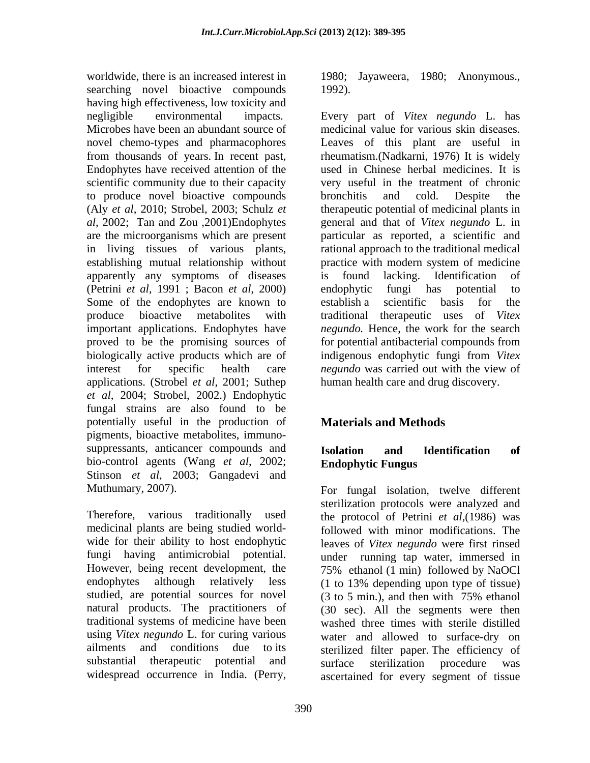worldwide, there is an increased interest in searching novel bioactive compounds having high effectiveness, low toxicity and negligible environmental impacts. Microbes have been an abundant source of novel chemo-types and pharmacophores from thousands of years. In recent past, Endophytes have received attention of the scientific community due to their capacity to produce novel bioactive compounds (Aly *et al*, 2010; Strobel, 2003; Schulz *et al*, 2002; Tan and Zou ,2001)Endophytes are the microorganisms which are present in living tissues of various plants, establishing mutual relationship without apparently any symptoms of diseases (Petrini *et al*, 1991 ; Bacon *et al*, 2000) Some of the endophytes are known to produce bioactive metabolites with important applications. Endophytes have proved to be the promising sources of biologically active products which are of interest for specific health care applications. (Strobel *et al*, 2001; Suthep *et al*, 2004; Strobel, 2002.) Endophytic fungal strains are also found to be potentially useful in the production of pigments, bioactive metabolites, immuno-suppressants, anticancer compounds and bio-control agents (Wang *et al*, 2002; Stinson *et al*, 2003; Gangadevi and Muthumary, 2007).

Therefore, various traditionally used medicinal plants are being studied world-wide for their ability to host endophytic fungi having antimicrobial potential. However, being recent development, the endophytes although relatively less studied, are potential sources for novel natural products. The practitioners of traditional systems of medicine have been using *Vitex negundo* L. for curing various ailments and conditions due to its substantial therapeutic potential and widespread occurrence in India. (Perry, 1980; Jayaweera, 1980; Anonymous., 1992).

Every part of *Vitex negundo* L. has medicinal value for various skin diseases. Leaves of this plant are useful in rheumatism.(Nadkarni, 1976) It is widely used in Chinese herbal medicines. It is very useful in the treatment of chronic bronchitis and cold. Despite the therapeutic potential of medicinal plants in general and that of *Vitex negundo* L. in particular as reported, a scientific and rational approach to the traditional medical practice with modern system of medicine is found lacking. Identification of endophytic fungi has potential to establish a scientific basis for the traditional therapeutic uses of *Vitex negundo.* Hence, the work for the search for potential antibacterial compounds from indigenous endophytic fungi from *Vitex negundo* was carried out with the view of human health care and drug discovery.

## Materials and Methods

### Isolation and Identification of Endophytic Fungus

For fungal isolation, twelve different sterilization protocols were analyzed and the protocol of Petrini *et al*,(1986) was followed with minor modifications. The leaves of *Vitex negundo* were first rinsed under running tap water, immersed in 75% ethanol (1 min) followed by NaOCl (1 to 13% depending upon type of tissue) (3 to 5 min.), and then with 75% ethanol (30 sec). All the segments were then washed three times with sterile distilled water and allowed to surface-dry on sterilized filter paper. The efficiency of surface sterilization procedure was ascertained for every segment of tissue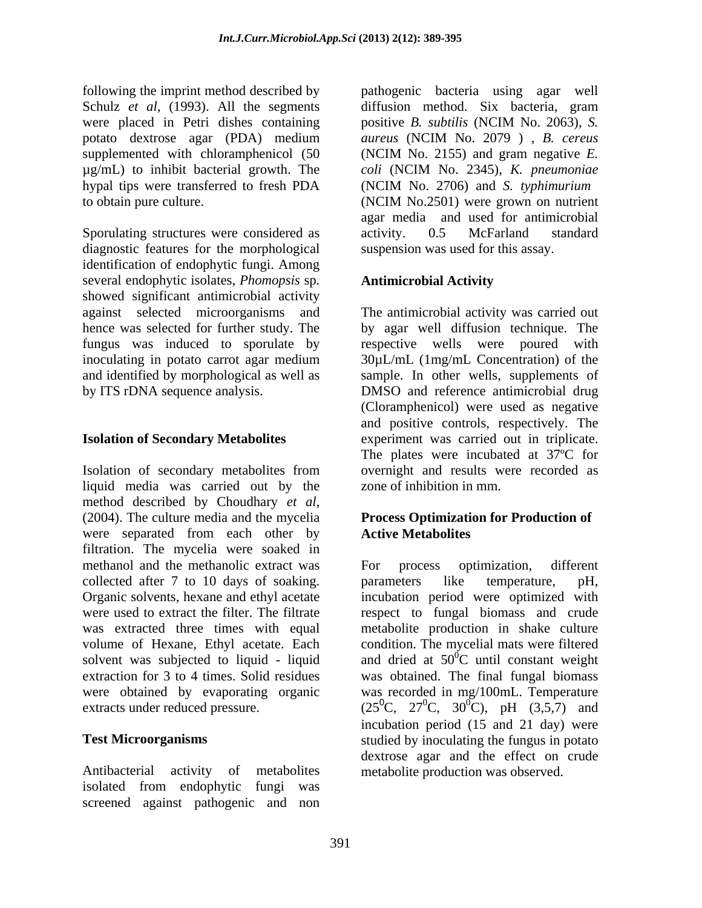following the imprint method described by Schulz *et al*, (1993). All the segments were placed in Petri dishes containing potato dextrose agar (PDA) medium supplemented with chloramphenicol (50 μg/mL) to inhibit bacterial growth. The hypal tips were transferred to fresh PDA to obtain pure culture.

Sporulating structures were considered as diagnostic features for the morphological identification of endophytic fungi. Among several endophytic isolates, *Phomopsis* sp. showed significant antimicrobial activity against selected microorganisms and hence was selected for further study. The fungus was induced to sporulate by inoculating in potato carrot agar medium and identified by morphological as well as by ITS rDNA sequence analysis.

## Isolation of Secondary Metabolites

Isolation of secondary metabolites from liquid media was carried out by the method described by Choudhary *et al*, (2004). The culture media and the mycelia were separated from each other by filtration. The mycelia were soaked in methanol and the methanolic extract was collected after 7 to 10 days of soaking. Organic solvents, hexane and ethyl acetate were used to extract the filter. The filtrate was extracted three times with equal volume of Hexane, Ethyl acetate. Each solvent was subjected to liquid - liquid extraction for 3 to 4 times. Solid residues were obtained by evaporating organic extracts under reduced pressure.

## Test Microorganisms

Antibacterial activity of metabolites isolated from endophytic fungi was screened against pathogenic and non pathogenic bacteria using agar well diffusion method. Six bacteria, gram positive *B. subtilis* (NCIM No. 2063), *S. aureus* (NCIM No. 2079 ) , *B. cereus* (NCIM No. 2155) and gram negative *E. coli* (NCIM No. 2345), *K. pneumoniae* (NCIM No. 2706) and *S. typhimurium* (NCIM No.2501) were grown on nutrient agar media and used for antimicrobial activity. 0.5 McFarland standard suspension was used for this assay.

## Antimicrobial Activity

The antimicrobial activity was carried out by agar well diffusion technique. The respective wells were poured with 30μL/mL (1mg/mL Concentration) of the sample. In other wells, supplements of DMSO and reference antimicrobial drug (Cloramphenicol) were used as negative and positive controls, respectively. The experiment was carried out in triplicate. The plates were incubated at 37ºC for overnight and results were recorded as zone of inhibition in mm.

## Process Optimization for Production of Active Metabolites

For process optimization, different parameters like temperature, pH, incubation period were optimized with respect to fungal biomass and crude metabolite production in shake culture condition. The mycelial mats were filtered and dried at $50^0$C until constant weight was obtained. The final fungal biomass was recorded in mg/100mL. Temperature ($25^0$C, $27^0$C, $30^0$C), pH (3,5,7) and incubation period (15 and 21 day) were studied by inoculating the fungus in potato dextrose agar and the effect on crude metabolite production was observed.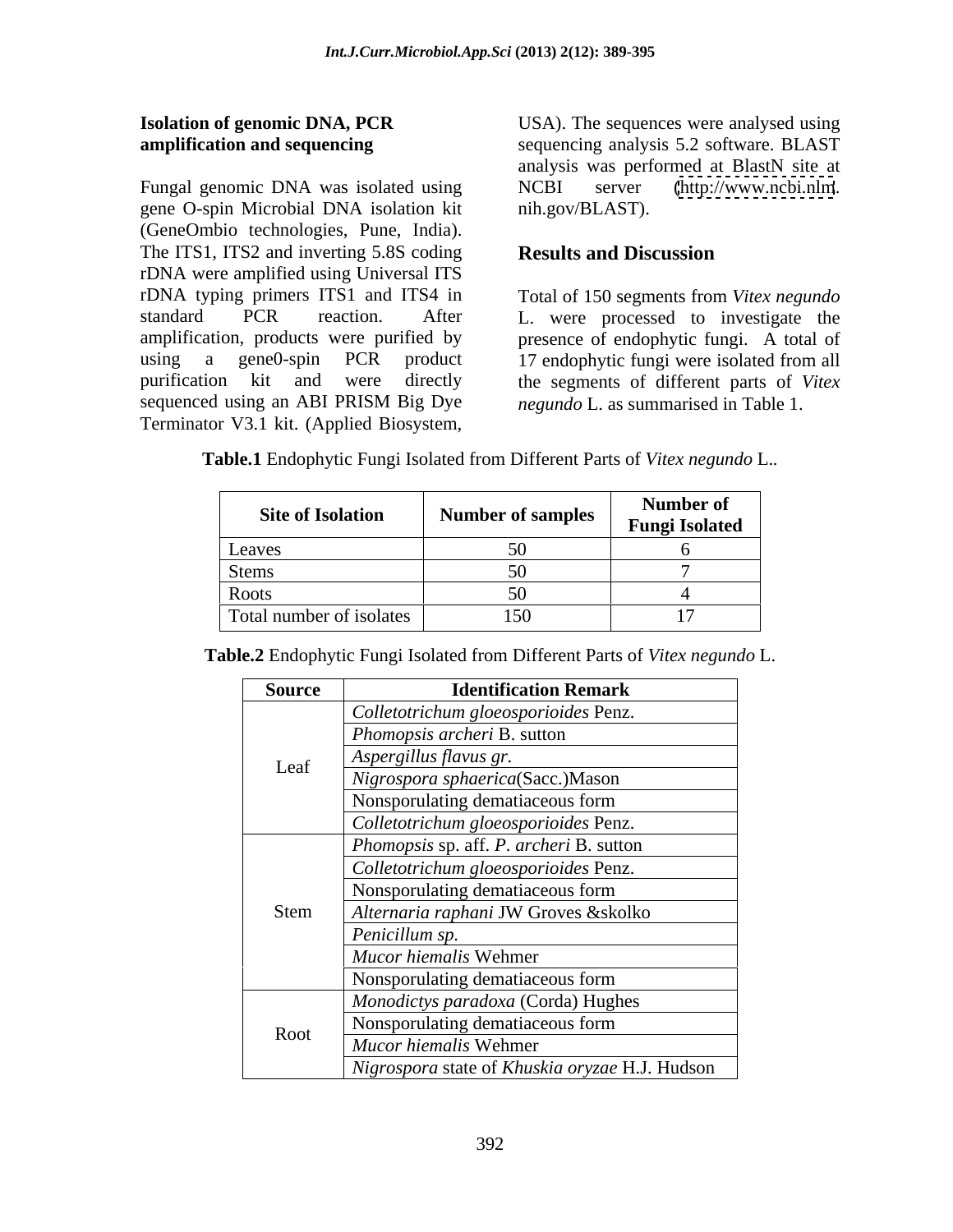**Isolation of genomic DNA, PCR amplification and sequencing**

Fungal genomic DNA was isolated using gene O-spin Microbial DNA isolation kit (GeneOmbio technologies, Pune, India). The ITS1, ITS2 and inverting 5.8S coding rDNA were amplified using Universal ITS rDNA typing primers ITS1 and ITS4 in standard PCR reaction. After amplification, products were purified by using a gene0-spin PCR product purification kit and were directly sequenced using an ABI PRISM Big Dye Terminator V3.1 kit. (Applied Biosystem, USA). The sequences were analysed using sequencing analysis 5.2 software. BLAST analysis was performed at BlastN site at NCBI server (http://www.ncbi.nlm. nih.gov/BLAST).

## Results and Discussion

Total of 150 segments from *Vitex negundo* L. were processed to investigate the presence of endophytic fungi. A total of 17 endophytic fungi were isolated from all the segments of different parts of *Vitex negundo* L. as summarised in Table 1.

**Table.1** Endophytic Fungi Isolated from Different Parts of *Vitex negundo* L..

| Site of Isolation | Number of samples | Number of Fungi Isolated |
|---|---|---|
| Leaves | 50 | 6 |
| Stems | 50 | 7 |
| Roots | 50 | 4 |
| Total number of isolates | 150 | 17 |

**Table.2** Endophytic Fungi Isolated from Different Parts of *Vitex negundo* L.

| Source | Identification Remark |
|---|---|
| Leaf | *Colletotrichum gloeosporioides* Penz. |
| | *Phomopsis archeri* B. sutton |
| | *Aspergillus flavus gr.* |
| | *Nigrospora sphaerica*(Sacc.)Mason |
| | Nonsporulating dematiaceous form |
| | *Colletotrichum gloeosporioides* Penz. |
| Stem | *Phomopsis* sp. aff. *P. archeri* B. sutton |
| | *Colletotrichum gloeosporioides* Penz. |
| | Nonsporulating dematiaceous form |
| | *Alternaria raphani* JW Groves &skolko |
| | *Penicillum sp.* |
| | *Mucor hiemalis* Wehmer |
| | Nonsporulating dematiaceous form |
| Root | *Monodictys paradoxa* (Corda) Hughes |
| | Nonsporulating dematiaceous form |
| | *Mucor hiemalis* Wehmer |
| | *Nigrospora* state of *Khuskia oryzae* H.J. Hudson |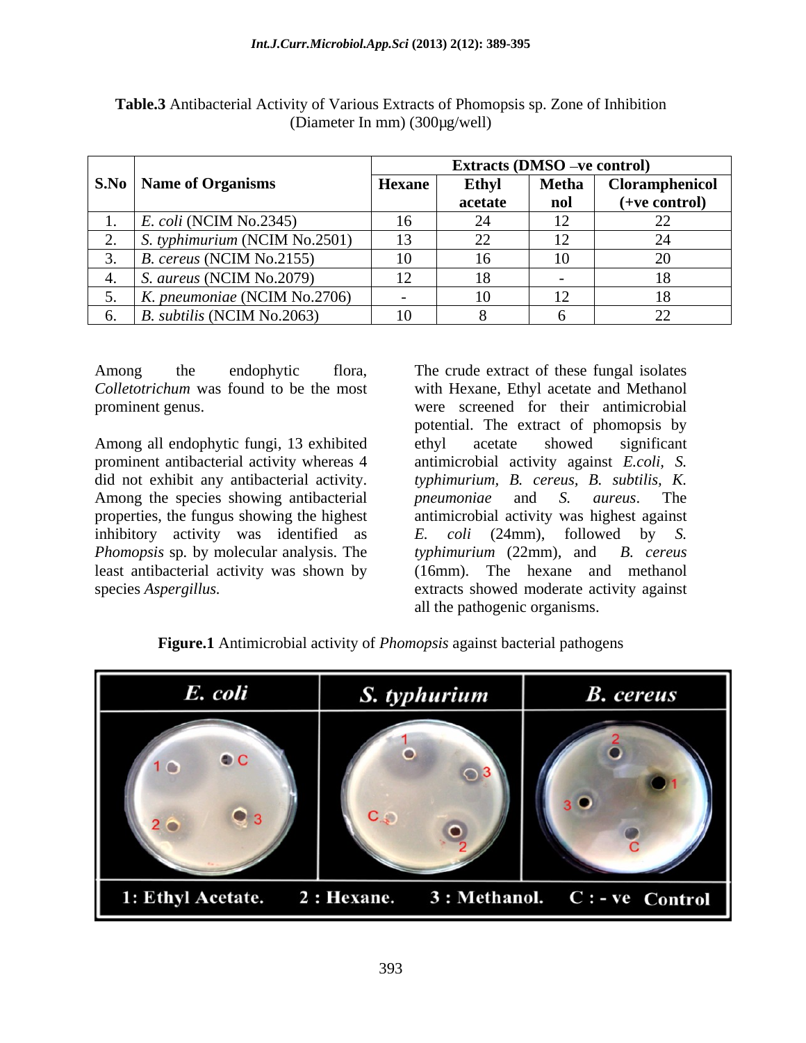**Table.3** Antibacterial Activity of Various Extracts of Phomopsis sp. Zone of Inhibition (Diameter In mm) (300µg/well)

| S.No | Name of Organisms | Extracts (DMSO –ve control) | | | |
|---|---|---|---|---|---|
| | | Hexane | Ethyl acetate | Methanol | Cloramphenicol (+ve control) |
| 1. | *E. coli* (NCIM No.2345) | 16 | 24 | 12 | 22 |
| 2. | *S. typhimurium* (NCIM No.2501) | 13 | 22 | 12 | 24 |
| 3. | *B. cereus* (NCIM No.2155) | 10 | 16 | 10 | 20 |
| 4. | *S. aureus* (NCIM No.2079) | 12 | 18 | - | 18 |
| 5. | *K. pneumoniae* (NCIM No.2706) | - | 10 | 12 | 18 |
| 6. | *B. subtilis* (NCIM No.2063) | 10 | 8 | 6 | 22 |

Among the endophytic flora, *Colletotrichum* was found to be the most prominent genus.

Among all endophytic fungi, 13 exhibited prominent antibacterial activity whereas 4 did not exhibit any antibacterial activity. Among the species showing antibacterial properties, the fungus showing the highest inhibitory activity was identified as *Phomopsis* sp. by molecular analysis. The least antibacterial activity was shown by species *Aspergillus.*

The crude extract of these fungal isolates with Hexane, Ethyl acetate and Methanol were screened for their antimicrobial potential. The extract of phomopsis by ethyl acetate showed significant antimicrobial activity against *E.coli, S. typhimurium, B. cereus, B. subtilis, K. pneumoniae* and *S. aureus*. The antimicrobial activity was highest against *E. coli* (24mm), followed by *S. typhimurium* (22mm), and *B. cereus* (16mm). The hexane and methanol extracts showed moderate activity against all the pathogenic organisms.

**Figure.1** Antimicrobial activity of *Phomopsis* against bacterial pathogens

| *E. coli* | *S. typhurium* | *B. cereus* |
|---|---|---|

1: Ethyl Acetate. 2 : Hexane. 3 : Methanol. C : - ve Control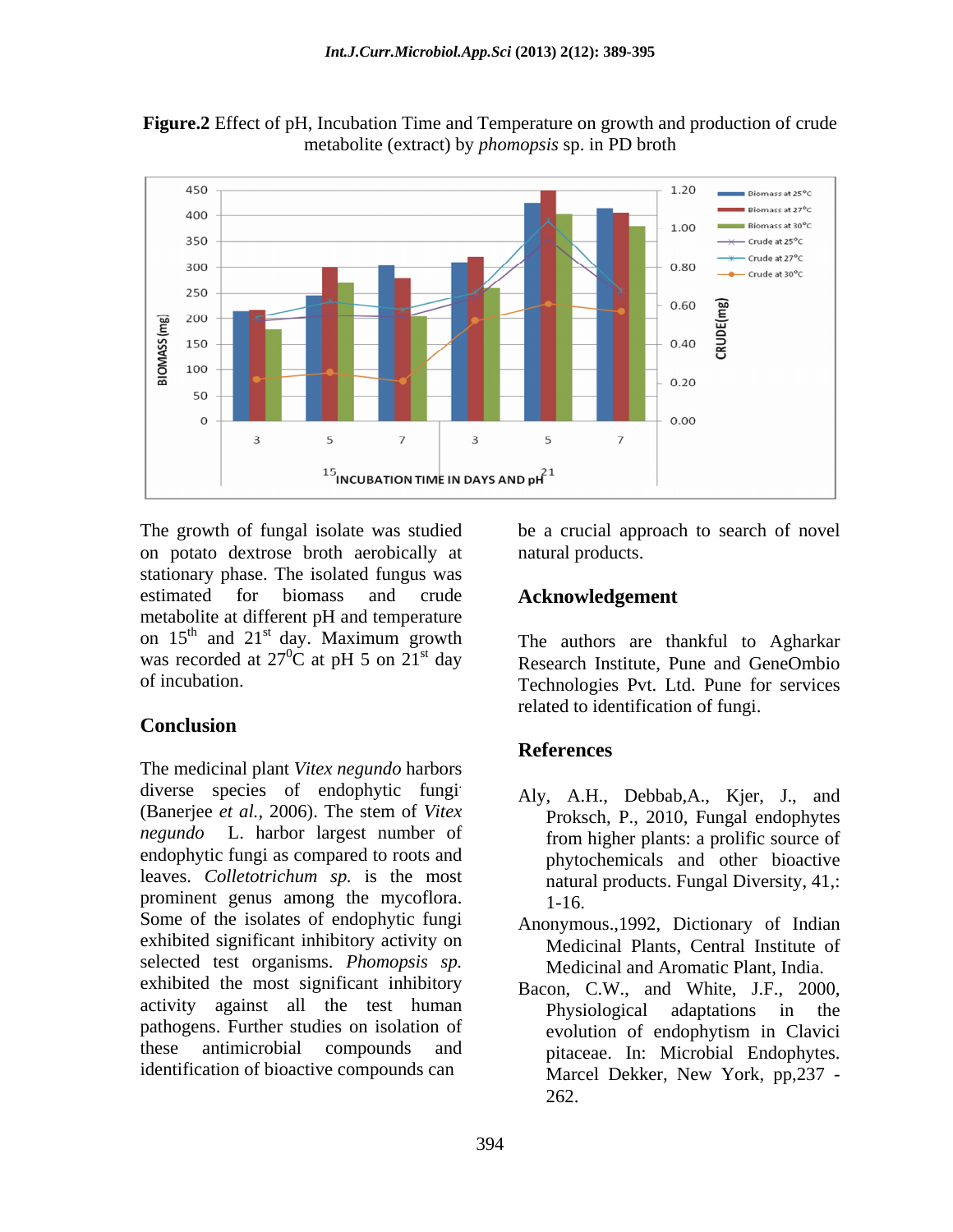**Figure.2** Effect of pH, Incubation Time and Temperature on growth and production of crude metabolite (extract) by *phomopsis* sp. in PD broth

The growth of fungal isolate was studied on potato dextrose broth aerobically at stationary phase. The isolated fungus was estimated for biomass and crude metabolite at different pH and temperature on 15th and 21st day. Maximum growth was recorded at $27^0$C at pH 5 on 21st day of incubation.

## Conclusion

The medicinal plant *Vitex negundo* harbors diverse species of endophytic fungi (Banerjee *et al.*, 2006). The stem of *Vitex negundo* L. harbor largest number of endophytic fungi as compared to roots and leaves. *Colletotrichum sp.* is the most prominent genus among the mycoflora. Some of the isolates of endophytic fungi exhibited significant inhibitory activity on selected test organisms. *Phomopsis sp.* exhibited the most significant inhibitory activity against all the test human pathogens. Further studies on isolation of these antimicrobial compounds and identification of bioactive compounds can be a crucial approach to search of novel natural products.

## Acknowledgement

The authors are thankful to Agharkar Research Institute, Pune and GeneOmbio Technologies Pvt. Ltd. Pune for services related to identification of fungi.

## References

Aly, A.H., Debbab,A., Kjer, J., and Proksch, P., 2010, Fungal endophytes from higher plants: a prolific source of phytochemicals and other bioactive natural products. Fungal Diversity, 41,: 1-16.

Anonymous.,1992, Dictionary of Indian Medicinal Plants, Central Institute of Medicinal and Aromatic Plant, India.

Bacon, C.W., and White, J.F., 2000, Physiological adaptations in the evolution of endophytism in Clavici pitaceae. In: Microbial Endophytes. Marcel Dekker, New York, pp,237 - 262.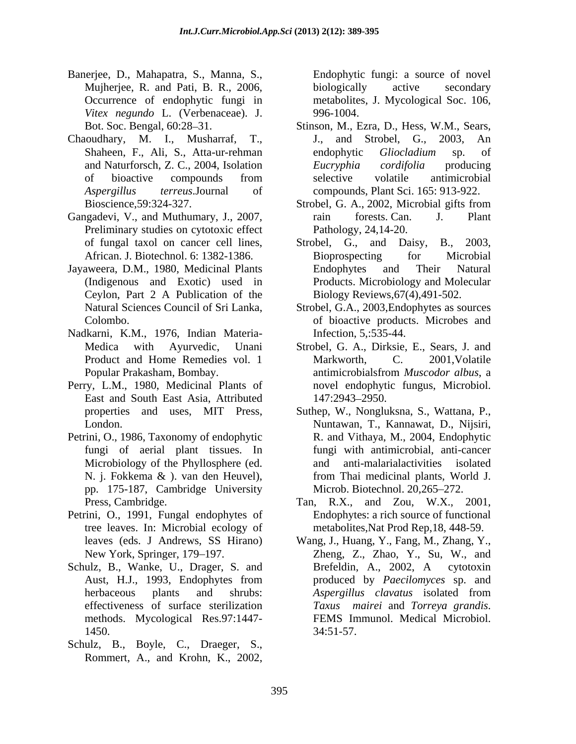Banerjee, D., Mahapatra, S., Manna, S., Mujherjee, R. and Pati, B. R., 2006, Occurrence of endophytic fungi in *Vitex negundo* L. (Verbenaceae). J. Bot. Soc. Bengal, 60:28–31.

Chaoudhary, M. I., Musharraf, T., Shaheen, F., Ali, S., Atta-ur-rehman and Naturforsch, Z. C., 2004, Isolation of bioactive compounds from *Aspergillus terreus*.Journal of Bioscience,59:324-327.

Gangadevi, V., and Muthumary, J., 2007, Preliminary studies on cytotoxic effect of fungal taxol on cancer cell lines, African. J. Biotechnol. 6: 1382-1386.

Jayaweera, D.M., 1980, Medicinal Plants (Indigenous and Exotic) used in Ceylon, Part 2 A Publication of the Natural Sciences Council of Sri Lanka, Colombo.

Nadkarni, K.M., 1976, Indian Materia-Medica with Ayurvedic, Unani Product and Home Remedies vol. 1 Popular Prakasham, Bombay.

Perry, L.M., 1980, Medicinal Plants of East and South East Asia, Attributed properties and uses, MIT Press, London.

Petrini, O., 1986, Taxonomy of endophytic fungi of aerial plant tissues. In Microbiology of the Phyllosphere (ed. N. j. Fokkema & ). van den Heuvel), pp. 175-187, Cambridge University Press, Cambridge.

Petrini, O., 1991, Fungal endophytes of tree leaves. In: Microbial ecology of leaves (eds. J Andrews, SS Hirano) New York, Springer, 179–197.

Schulz, B., Wanke, U., Drager, S. and Aust, H.J., 1993, Endophytes from herbaceous plants and shrubs: effectiveness of surface sterilization methods. Mycological Res.97:1447-1450.

Schulz, B., Boyle, C., Draeger, S., Rommert, A., and Krohn, K., 2002, Endophytic fungi: a source of novel biologically active secondary metabolites, J. Mycological Soc. 106, 996-1004.

Stinson, M., Ezra, D., Hess, W.M., Sears, J., and Strobel, G., 2003, An endophytic *Gliocladium* sp. of *Eucryphia cordifolia* producing selective volatile antimicrobial compounds, Plant Sci. 165: 913-922.

Strobel, G. A., 2002, Microbial gifts from rain forests. Can. J. Plant Pathology, 24,14-20.

Strobel, G., and Daisy, B., 2003, Bioprospecting for Microbial Endophytes and Their Natural Products. Microbiology and Molecular Biology Reviews,67(4),491-502.

Strobel, G.A., 2003,Endophytes as sources of bioactive products. Microbes and Infection, 5,:535-44.

Strobel, G. A., Dirksie, E., Sears, J. and Markworth, C. 2001,Volatile antimicrobialsfrom *Muscodor albus*, a novel endophytic fungus, Microbiol. 147:2943–2950.

Suthep, W., Nongluksna, S., Wattana, P., Nuntawan, T., Kannawat, D., Nijsiri, R. and Vithaya, M., 2004, Endophytic fungi with antimicrobial, anti-cancer and anti-malarialactivities isolated from Thai medicinal plants, World J. Microb. Biotechnol. 20,265–272.

Tan, R.X., and Zou, W.X., 2001, Endophytes: a rich source of functional metabolites,Nat Prod Rep,18, 448-59.

Wang, J., Huang, Y., Fang, M., Zhang, Y., Zheng, Z., Zhao, Y., Su, W., and Brefeldin, A., 2002, A cytotoxin produced by *Paecilomyces* sp. and *Aspergillus clavatus* isolated from *Taxus mairei* and *Torreya grandis*. FEMS Immunol. Medical Microbiol. 34:51-57.